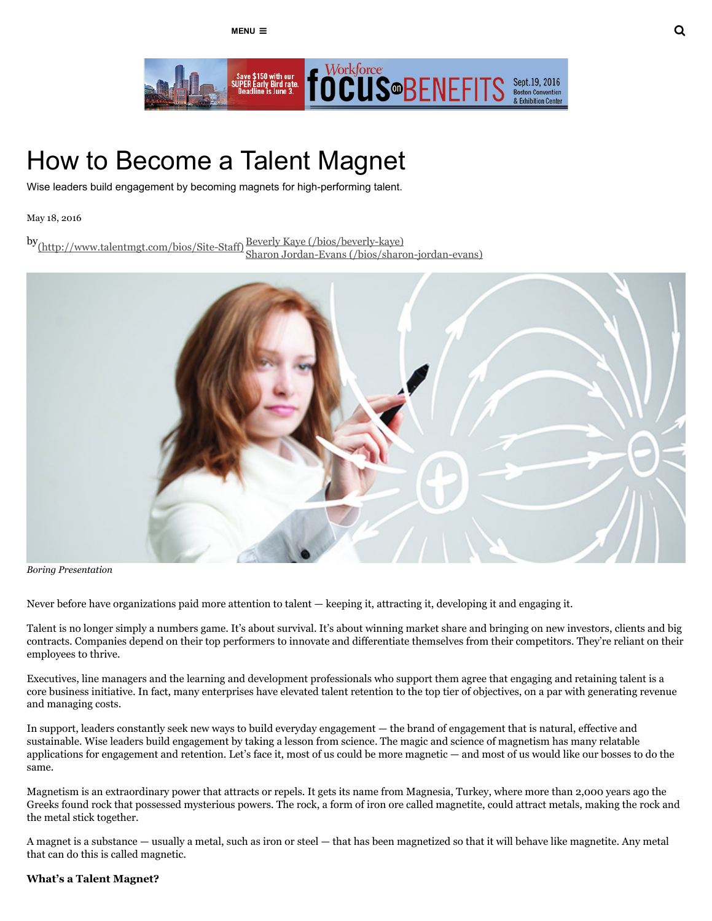MENU ≡

# How to Become a Talent Magnet

Wise leaders build engagement by becoming magnets for high-performing talent.

May 18, 2016

by (http://www.talentmgt.com/bios/Site-Staff) Beverly Kaye (/bios/beverly-kaye) Sharon Jordan-Evans (/bios/sharon-jordan-evans)

*Boring Presentation*

Never before have organizations paid more attention to talent — keeping it, attracting it, developing it and engaging it.

Talent is no longer simply a numbers game. It's about survival. It's about winning market share and bringing on new investors, clients and big contracts. Companies depend on their top performers to innovate and differentiate themselves from their competitors. They're reliant on their employees to thrive.

Executives, line managers and the learning and development professionals who support them agree that engaging and retaining talent is a core business initiative. In fact, many enterprises have elevated talent retention to the top tier of objectives, on a par with generating revenue and managing costs.

In support, leaders constantly seek new ways to build everyday engagement — the brand of engagement that is natural, effective and sustainable. Wise leaders build engagement by taking a lesson from science. The magic and science of magnetism has many relatable applications for engagement and retention. Let's face it, most of us could be more magnetic — and most of us would like our bosses to do the same.

Magnetism is an extraordinary power that attracts or repels. It gets its name from Magnesia, Turkey, where more than 2,000 years ago the Greeks found rock that possessed mysterious powers. The rock, a form of iron ore called magnetite, could attract metals, making the rock and the metal stick together.

A magnet is a substance — usually a metal, such as iron or steel — that has been magnetized so that it will behave like magnetite. Any metal that can do this is called magnetic.

**What's a Talent Magnet?**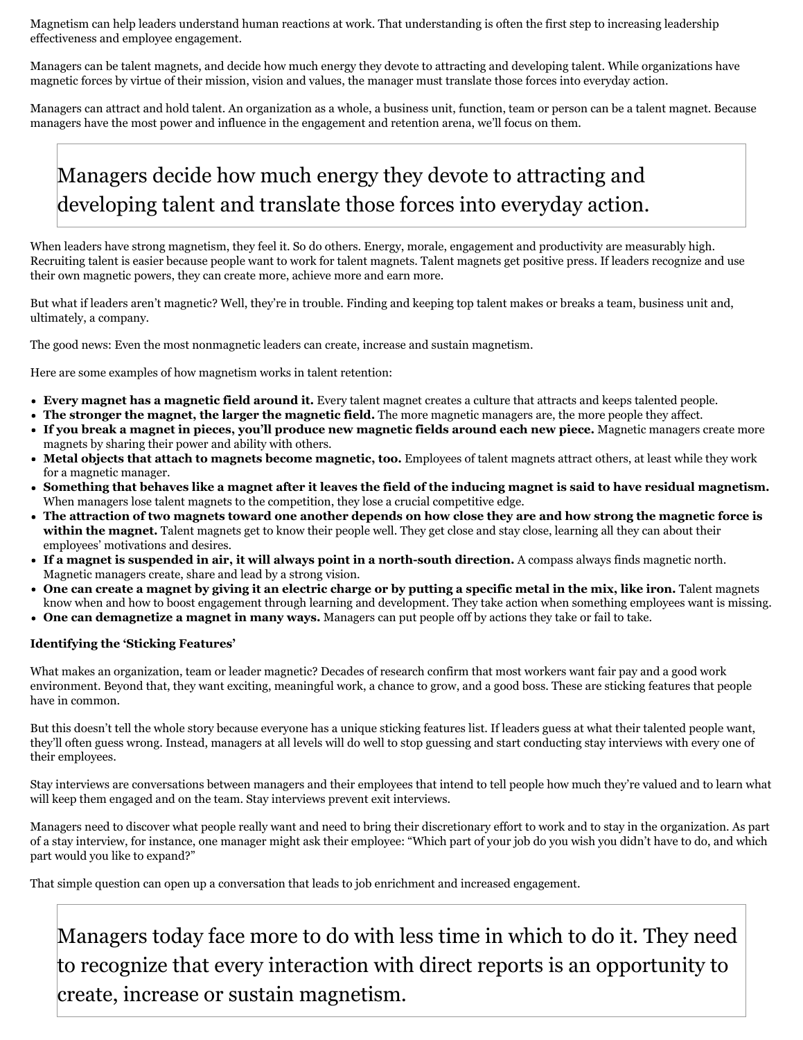Magnetism can help leaders understand human reactions at work. That understanding is often the first step to increasing leadership effectiveness and employee engagement.

Managers can be talent magnets, and decide how much energy they devote to attracting and developing talent. While organizations have magnetic forces by virtue of their mission, vision and values, the manager must translate those forces into everyday action.

Managers can attract and hold talent. An organization as a whole, a business unit, function, team or person can be a talent magnet. Because managers have the most power and influence in the engagement and retention arena, we'll focus on them.

> Managers decide how much energy they devote to attracting and developing talent and translate those forces into everyday action.

When leaders have strong magnetism, they feel it. So do others. Energy, morale, engagement and productivity are measurably high. Recruiting talent is easier because people want to work for talent magnets. Talent magnets get positive press. If leaders recognize and use their own magnetic powers, they can create more, achieve more and earn more.

But what if leaders aren't magnetic? Well, they're in trouble. Finding and keeping top talent makes or breaks a team, business unit and, ultimately, a company.

The good news: Even the most nonmagnetic leaders can create, increase and sustain magnetism.

Here are some examples of how magnetism works in talent retention:

- **Every magnet has a magnetic field around it.** Every talent magnet creates a culture that attracts and keeps talented people.
- **The stronger the magnet, the larger the magnetic field.** The more magnetic managers are, the more people they affect.
- **If you break a magnet in pieces, you'll produce new magnetic fields around each new piece.** Magnetic managers create more magnets by sharing their power and ability with others.
- **Metal objects that attach to magnets become magnetic, too.** Employees of talent magnets attract others, at least while they work for a magnetic manager.
- **Something that behaves like a magnet after it leaves the field of the inducing magnet is said to have residual magnetism.** When managers lose talent magnets to the competition, they lose a crucial competitive edge.
- **The attraction of two magnets toward one another depends on how close they are and how strong the magnetic force is within the magnet.** Talent magnets get to know their people well. They get close and stay close, learning all they can about their employees' motivations and desires.
- **If a magnet is suspended in air, it will always point in a north-south direction.** A compass always finds magnetic north. Magnetic managers create, share and lead by a strong vision.
- **One can create a magnet by giving it an electric charge or by putting a specific metal in the mix, like iron.** Talent magnets know when and how to boost engagement through learning and development. They take action when something employees want is missing.
- **One can demagnetize a magnet in many ways.** Managers can put people off by actions they take or fail to take.

**Identifying the 'Sticking Features'**

What makes an organization, team or leader magnetic? Decades of research confirm that most workers want fair pay and a good work environment. Beyond that, they want exciting, meaningful work, a chance to grow, and a good boss. These are sticking features that people have in common.

But this doesn't tell the whole story because everyone has a unique sticking features list. If leaders guess at what their talented people want, they'll often guess wrong. Instead, managers at all levels will do well to stop guessing and start conducting stay interviews with every one of their employees.

Stay interviews are conversations between managers and their employees that intend to tell people how much they're valued and to learn what will keep them engaged and on the team. Stay interviews prevent exit interviews.

Managers need to discover what people really want and need to bring their discretionary effort to work and to stay in the organization. As part of a stay interview, for instance, one manager might ask their employee: "Which part of your job do you wish you didn't have to do, and which part would you like to expand?"

That simple question can open up a conversation that leads to job enrichment and increased engagement.

> Managers today face more to do with less time in which to do it. They need to recognize that every interaction with direct reports is an opportunity to create, increase or sustain magnetism.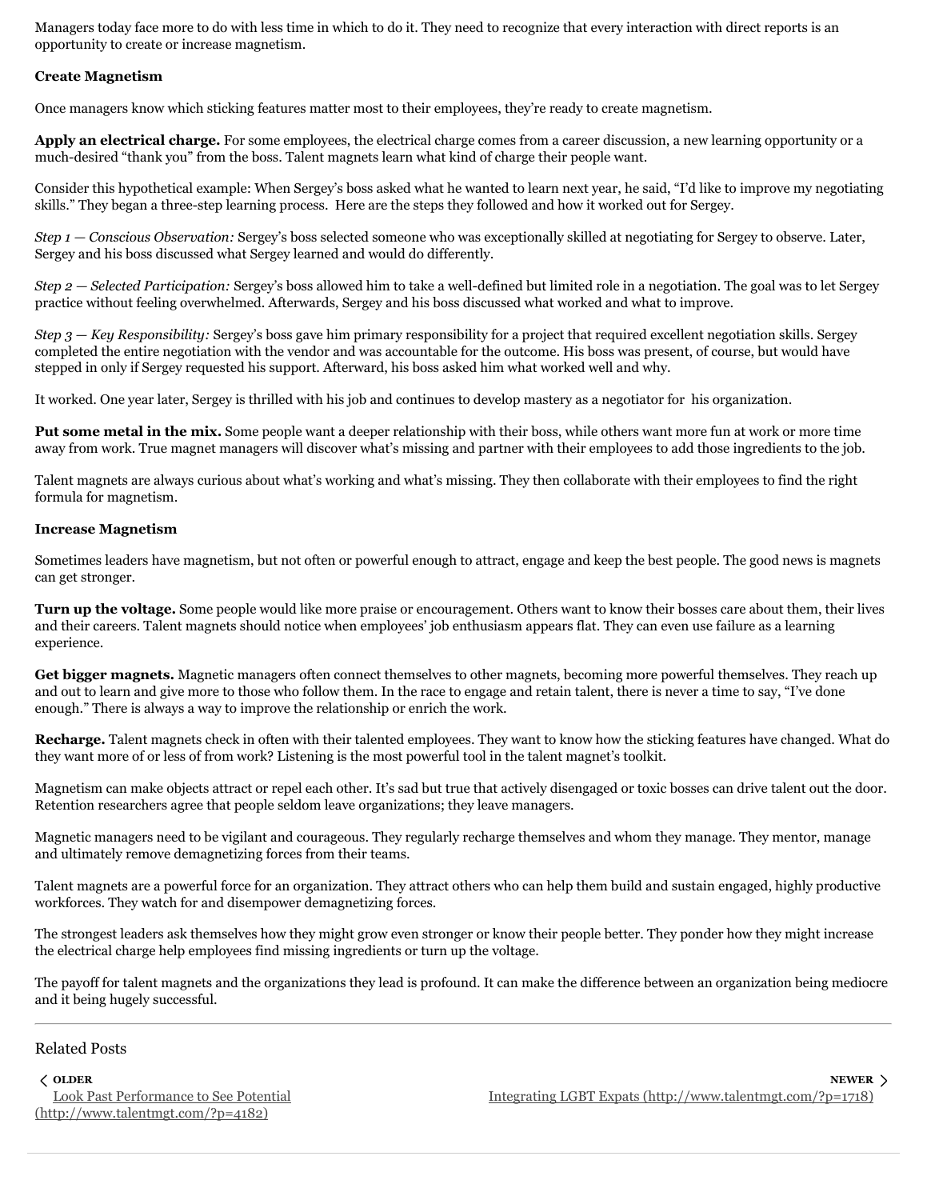Managers today face more to do with less time in which to do it. They need to recognize that every interaction with direct reports is an opportunity to create or increase magnetism.

**Create Magnetism**

Once managers know which sticking features matter most to their employees, they're ready to create magnetism.

**Apply an electrical charge.** For some employees, the electrical charge comes from a career discussion, a new learning opportunity or a much-desired "thank you" from the boss. Talent magnets learn what kind of charge their people want.

Consider this hypothetical example: When Sergey's boss asked what he wanted to learn next year, he said, "I'd like to improve my negotiating skills." They began a three-step learning process. Here are the steps they followed and how it worked out for Sergey.

*Step 1 — Conscious Observation:* Sergey's boss selected someone who was exceptionally skilled at negotiating for Sergey to observe. Later, Sergey and his boss discussed what Sergey learned and would do differently.

*Step 2 — Selected Participation:* Sergey's boss allowed him to take a well-defined but limited role in a negotiation. The goal was to let Sergey practice without feeling overwhelmed. Afterwards, Sergey and his boss discussed what worked and what to improve.

*Step 3 — Key Responsibility:* Sergey's boss gave him primary responsibility for a project that required excellent negotiation skills. Sergey completed the entire negotiation with the vendor and was accountable for the outcome. His boss was present, of course, but would have stepped in only if Sergey requested his support. Afterward, his boss asked him what worked well and why.

It worked. One year later, Sergey is thrilled with his job and continues to develop mastery as a negotiator for his organization.

**Put some metal in the mix.** Some people want a deeper relationship with their boss, while others want more fun at work or more time away from work. True magnet managers will discover what's missing and partner with their employees to add those ingredients to the job.

Talent magnets are always curious about what's working and what's missing. They then collaborate with their employees to find the right formula for magnetism.

**Increase Magnetism**

Sometimes leaders have magnetism, but not often or powerful enough to attract, engage and keep the best people. The good news is magnets can get stronger.

**Turn up the voltage.** Some people would like more praise or encouragement. Others want to know their bosses care about them, their lives and their careers. Talent magnets should notice when employees' job enthusiasm appears flat. They can even use failure as a learning experience.

**Get bigger magnets.** Magnetic managers often connect themselves to other magnets, becoming more powerful themselves. They reach up and out to learn and give more to those who follow them. In the race to engage and retain talent, there is never a time to say, "I've done enough." There is always a way to improve the relationship or enrich the work.

**Recharge.** Talent magnets check in often with their talented employees. They want to know how the sticking features have changed. What do they want more of or less of from work? Listening is the most powerful tool in the talent magnet's toolkit.

Magnetism can make objects attract or repel each other. It's sad but true that actively disengaged or toxic bosses can drive talent out the door. Retention researchers agree that people seldom leave organizations; they leave managers.

Magnetic managers need to be vigilant and courageous. They regularly recharge themselves and whom they manage. They mentor, manage and ultimately remove demagnetizing forces from their teams.

Talent magnets are a powerful force for an organization. They attract others who can help them build and sustain engaged, highly productive workforces. They watch for and disempower demagnetizing forces.

The strongest leaders ask themselves how they might grow even stronger or know their people better. They ponder how they might increase the electrical charge help employees find missing ingredients or turn up the voltage.

The payoff for talent magnets and the organizations they lead is profound. It can make the difference between an organization being mediocre and it being hugely successful.

---

Related Posts

**OLDER**
Look Past Performance to See Potential (http://www.talentmgt.com/?p=4182)

**NEWER**
Integrating LGBT Expats (http://www.talentmgt.com/?p=1718)